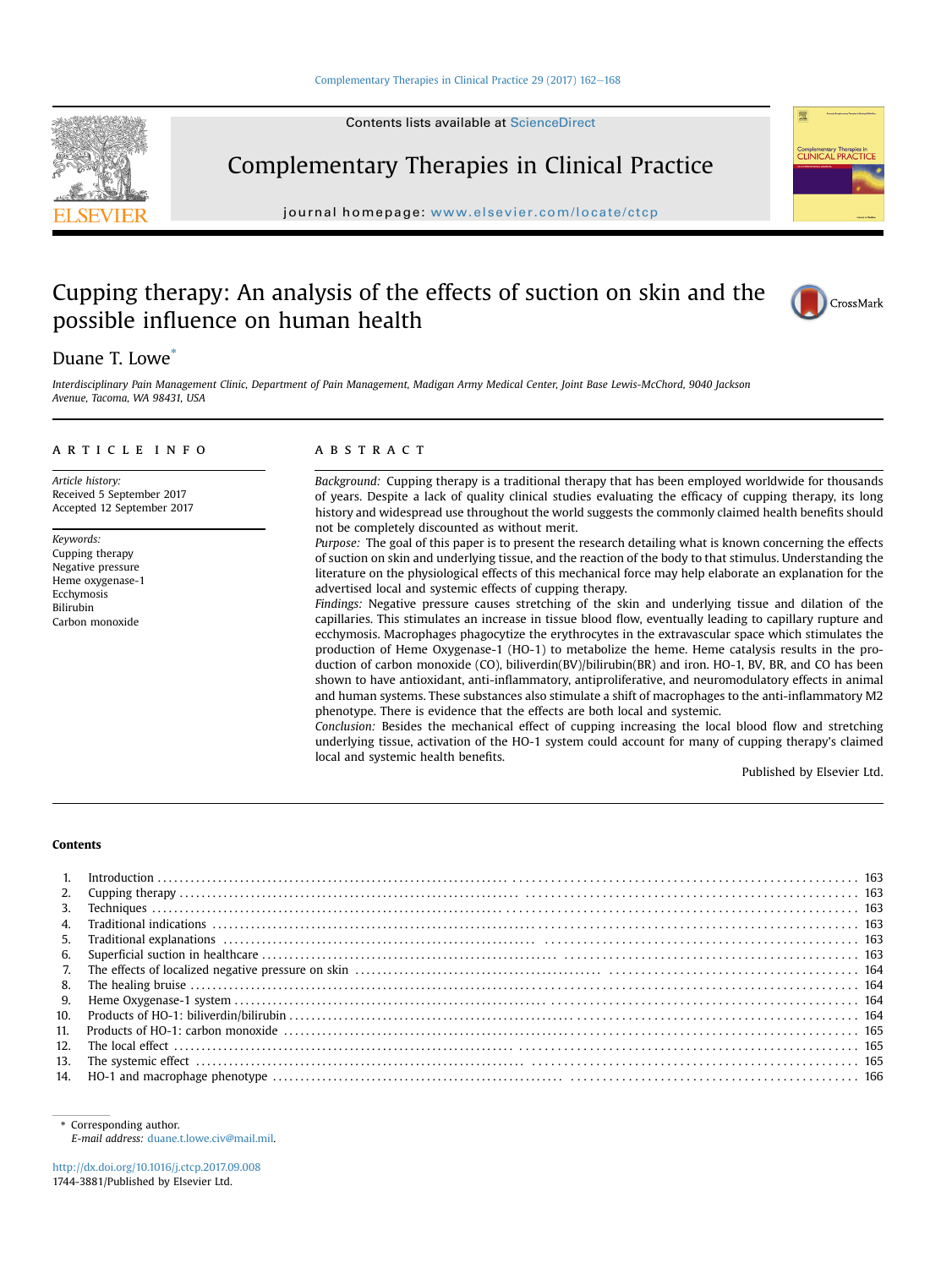Contents lists available at ScienceDirect

# Complementary Therapies in Clinical Practice

journal homepage: www.elsevier.com/locate/ctcp

# Cupping therapy: An analysis of the effects of suction on skin and the possible influence on human health

Duane T. Lowe*

*Interdisciplinary Pain Management Clinic, Department of Pain Management, Madigan Army Medical Center, Joint Base Lewis-McChord, 9040 Jackson Avenue, Tacoma, WA 98431, USA*

## ARTICLE INFO

*Article history:*
Received 5 September 2017
Accepted 12 September 2017

*Keywords:*
Cupping therapy
Negative pressure
Heme oxygenase-1
Ecchymosis
Bilirubin
Carbon monoxide

## ABSTRACT

*Background:* Cupping therapy is a traditional therapy that has been employed worldwide for thousands of years. Despite a lack of quality clinical studies evaluating the efficacy of cupping therapy, its long history and widespread use throughout the world suggests the commonly claimed health benefits should not be completely discounted as without merit.

*Purpose:* The goal of this paper is to present the research detailing what is known concerning the effects of suction on skin and underlying tissue, and the reaction of the body to that stimulus. Understanding the literature on the physiological effects of this mechanical force may help elaborate an explanation for the advertised local and systemic effects of cupping therapy.

*Findings:* Negative pressure causes stretching of the skin and underlying tissue and dilation of the capillaries. This stimulates an increase in tissue blood flow, eventually leading to capillary rupture and ecchymosis. Macrophages phagocytize the erythrocytes in the extravascular space which stimulates the production of Heme Oxygenase-1 (HO-1) to metabolize the heme. Heme catalysis results in the production of carbon monoxide (CO), biliverdin(BV)/bilirubin(BR) and iron. HO-1, BV, BR, and CO has been shown to have antioxidant, anti-inflammatory, antiproliferative, and neuromodulatory effects in animal and human systems. These substances also stimulate a shift of macrophages to the anti-inflammatory M2 phenotype. There is evidence that the effects are both local and systemic.

*Conclusion:* Besides the mechanical effect of cupping increasing the local blood flow and stretching underlying tissue, activation of the HO-1 system could account for many of cupping therapy's claimed local and systemic health benefits.

Published by Elsevier Ltd.

## Contents

1. Introduction ... 163
2. Cupping therapy ... 163
3. Techniques ... 163
4. Traditional indications ... 163
5. Traditional explanations ... 163
6. Superficial suction in healthcare ... 163
7. The effects of localized negative pressure on skin ... 164
8. The healing bruise ... 164
9. Heme Oxygenase-1 system ... 164
10. Products of HO-1: biliverdin/bilirubin ... 164
11. Products of HO-1: carbon monoxide ... 165
12. The local effect ... 165
13. The systemic effect ... 165
14. HO-1 and macrophage phenotype ... 166

\* Corresponding author.
*E-mail address:* duane.t.lowe.civ@mail.mil.

http://dx.doi.org/10.1016/j.ctcp.2017.09.008
1744-3881/Published by Elsevier Ltd.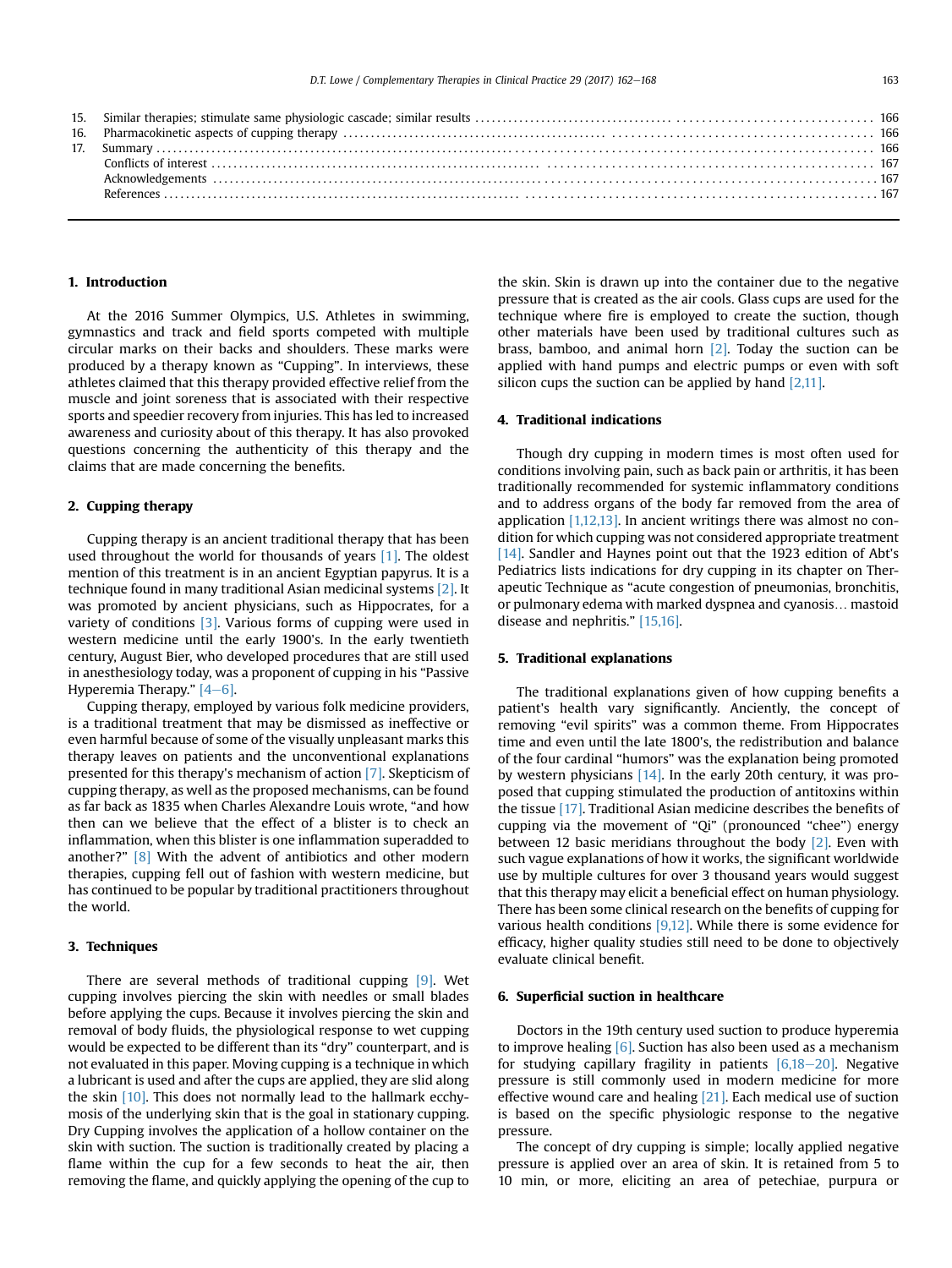15. Similar therapies; stimulate same physiologic cascade; similar results .......... 166
16. Pharmacokinetic aspects of cupping therapy .......... 166
17. Summary .......... 166
    Conflicts of interest .......... 167
    Acknowledgements .......... 167
    References .......... 167

## 1. Introduction

At the 2016 Summer Olympics, U.S. Athletes in swimming, gymnastics and track and field sports competed with multiple circular marks on their backs and shoulders. These marks were produced by a therapy known as "Cupping". In interviews, these athletes claimed that this therapy provided effective relief from the muscle and joint soreness that is associated with their respective sports and speedier recovery from injuries. This has led to increased awareness and curiosity about of this therapy. It has also provoked questions concerning the authenticity of this therapy and the claims that are made concerning the benefits.

## 2. Cupping therapy

Cupping therapy is an ancient traditional therapy that has been used throughout the world for thousands of years [1]. The oldest mention of this treatment is in an ancient Egyptian papyrus. It is a technique found in many traditional Asian medicinal systems [2]. It was promoted by ancient physicians, such as Hippocrates, for a variety of conditions [3]. Various forms of cupping were used in western medicine until the early 1900's. In the early twentieth century, August Bier, who developed procedures that are still used in anesthesiology today, was a proponent of cupping in his "Passive Hyperemia Therapy." [4–6].

Cupping therapy, employed by various folk medicine providers, is a traditional treatment that may be dismissed as ineffective or even harmful because of some of the visually unpleasant marks this therapy leaves on patients and the unconventional explanations presented for this therapy's mechanism of action [7]. Skepticism of cupping therapy, as well as the proposed mechanisms, can be found as far back as 1835 when Charles Alexandre Louis wrote, "and how then can we believe that the effect of a blister is to check an inflammation, when this blister is one inflammation superadded to another?" [8] With the advent of antibiotics and other modern therapies, cupping fell out of fashion with western medicine, but has continued to be popular by traditional practitioners throughout the world.

## 3. Techniques

There are several methods of traditional cupping [9]. Wet cupping involves piercing the skin with needles or small blades before applying the cups. Because it involves piercing the skin and removal of body fluids, the physiological response to wet cupping would be expected to be different than its "dry" counterpart, and is not evaluated in this paper. Moving cupping is a technique in which a lubricant is used and after the cups are applied, they are slid along the skin [10]. This does not normally lead to the hallmark ecchymosis of the underlying skin that is the goal in stationary cupping. Dry Cupping involves the application of a hollow container on the skin with suction. The suction is traditionally created by placing a flame within the cup for a few seconds to heat the air, then removing the flame, and quickly applying the opening of the cup to the skin. Skin is drawn up into the container due to the negative pressure that is created as the air cools. Glass cups are used for the technique where fire is employed to create the suction, though other materials have been used by traditional cultures such as brass, bamboo, and animal horn [2]. Today the suction can be applied with hand pumps and electric pumps or even with soft silicon cups the suction can be applied by hand [2,11].

## 4. Traditional indications

Though dry cupping in modern times is most often used for conditions involving pain, such as back pain or arthritis, it has been traditionally recommended for systemic inflammatory conditions and to address organs of the body far removed from the area of application [1,12,13]. In ancient writings there was almost no condition for which cupping was not considered appropriate treatment [14]. Sandler and Haynes point out that the 1923 edition of Abt's Pediatrics lists indications for dry cupping in its chapter on Therapeutic Technique as "acute congestion of pneumonias, bronchitis, or pulmonary edema with marked dyspnea and cyanosis… mastoid disease and nephritis." [15,16].

## 5. Traditional explanations

The traditional explanations given of how cupping benefits a patient's health vary significantly. Anciently, the concept of removing "evil spirits" was a common theme. From Hippocrates time and even until the late 1800's, the redistribution and balance of the four cardinal "humors" was the explanation being promoted by western physicians [14]. In the early 20th century, it was proposed that cupping stimulated the production of antitoxins within the tissue [17]. Traditional Asian medicine describes the benefits of cupping via the movement of "Qi" (pronounced "chee") energy between 12 basic meridians throughout the body [2]. Even with such vague explanations of how it works, the significant worldwide use by multiple cultures for over 3 thousand years would suggest that this therapy may elicit a beneficial effect on human physiology. There has been some clinical research on the benefits of cupping for various health conditions [9,12]. While there is some evidence for efficacy, higher quality studies still need to be done to objectively evaluate clinical benefit.

## 6. Superficial suction in healthcare

Doctors in the 19th century used suction to produce hyperemia to improve healing [6]. Suction has also been used as a mechanism for studying capillary fragility in patients [6,18–20]. Negative pressure is still commonly used in modern medicine for more effective wound care and healing [21]. Each medical use of suction is based on the specific physiologic response to the negative pressure.

The concept of dry cupping is simple; locally applied negative pressure is applied over an area of skin. It is retained from 5 to 10 min, or more, eliciting an area of petechiae, purpura or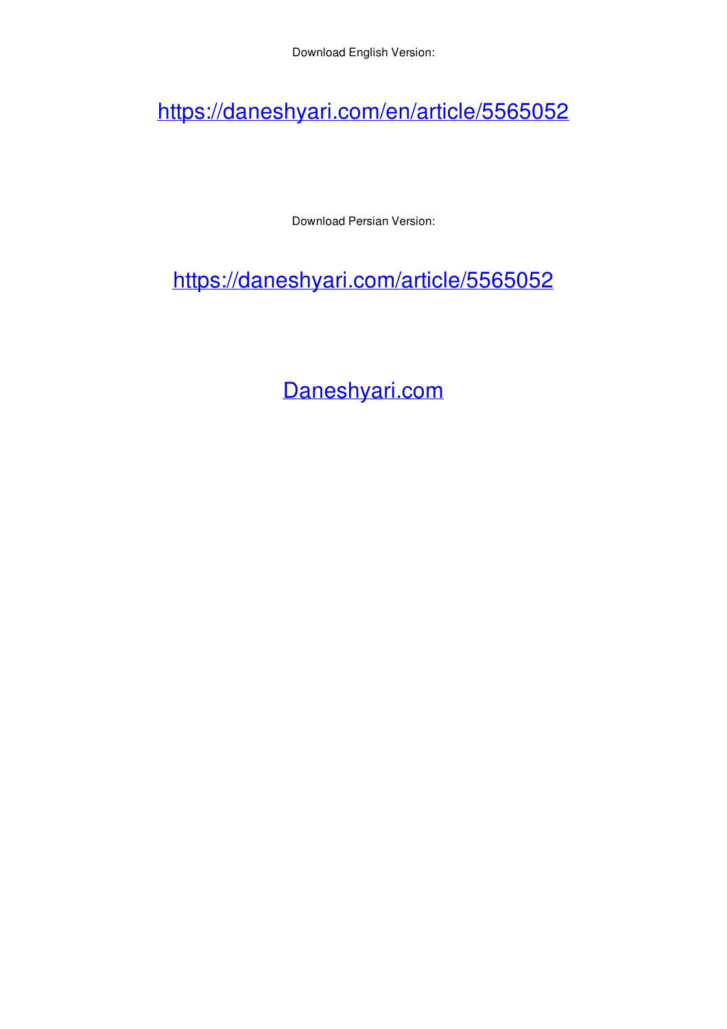Download English Version:

https://daneshyari.com/en/article/5565052

Download Persian Version:

https://daneshyari.com/article/5565052

Daneshyari.com